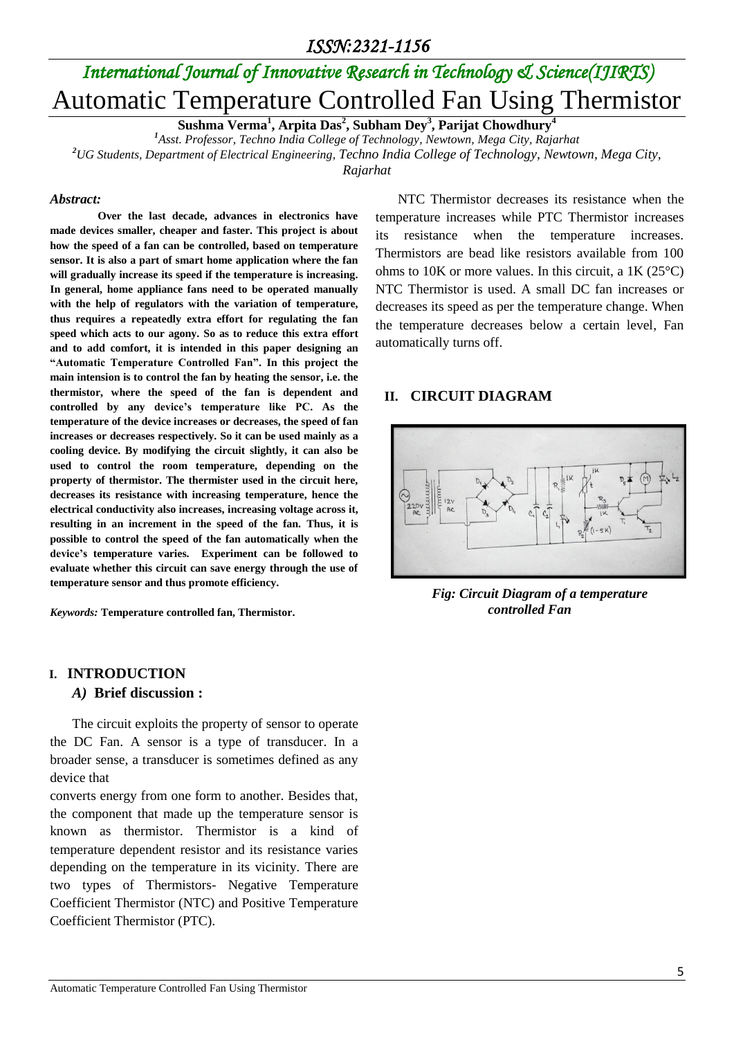# Automatic Temperature Controlled Fan Using Thermistor

**Sushma Verma[1], Arpita Das[2], Subham Dey[3], Parijat Chowdhury[4]**

[1]*Asst. Professor, Techno India College of Technology, Newtown, Mega City, Rajarhat*

[2]*UG Students, Department of Electrical Engineering, Techno India College of Technology, Newtown, Mega City, Rajarhat*

***Abstract:***

**Over the last decade, advances in electronics have made devices smaller, cheaper and faster. This project is about how the speed of a fan can be controlled, based on temperature sensor. It is also a part of smart home application where the fan will gradually increase its speed if the temperature is increasing. In general, home appliance fans need to be operated manually with the help of regulators with the variation of temperature, thus requires a repeatedly extra effort for regulating the fan speed which acts to our agony. So as to reduce this extra effort and to add comfort, it is intended in this paper designing an "Automatic Temperature Controlled Fan". In this project the main intension is to control the fan by heating the sensor, i.e. the thermistor, where the speed of the fan is dependent and controlled by any device's temperature like PC. As the temperature of the device increases or decreases, the speed of fan increases or decreases respectively. So it can be used mainly as a cooling device. By modifying the circuit slightly, it can also be used to control the room temperature, depending on the property of thermistor. The thermister used in the circuit here, decreases its resistance with increasing temperature, hence the electrical conductivity also increases, increasing voltage across it, resulting in an increment in the speed of the fan. Thus, it is possible to control the speed of the fan automatically when the device's temperature varies. Experiment can be followed to evaluate whether this circuit can save energy through the use of temperature sensor and thus promote efficiency.**

***Keywords:*** **Temperature controlled fan, Thermistor.**

## I. INTRODUCTION

### *A)* Brief discussion :

The circuit exploits the property of sensor to operate the DC Fan. A sensor is a type of transducer. In a broader sense, a transducer is sometimes defined as any device that converts energy from one form to another. Besides that, the component that made up the temperature sensor is known as thermistor. Thermistor is a kind of temperature dependent resistor and its resistance varies depending on the temperature in its vicinity. There are two types of Thermistors- Negative Temperature Coefficient Thermistor (NTC) and Positive Temperature Coefficient Thermistor (PTC).

NTC Thermistor decreases its resistance when the temperature increases while PTC Thermistor increases its resistance when the temperature increases. Thermistors are bead like resistors available from 100 ohms to 10K or more values. In this circuit, a 1K (25°C) NTC Thermistor is used. A small DC fan increases or decreases its speed as per the temperature change. When the temperature decreases below a certain level, Fan automatically turns off.

## II. CIRCUIT DIAGRAM

*Fig: Circuit Diagram of a temperature controlled Fan*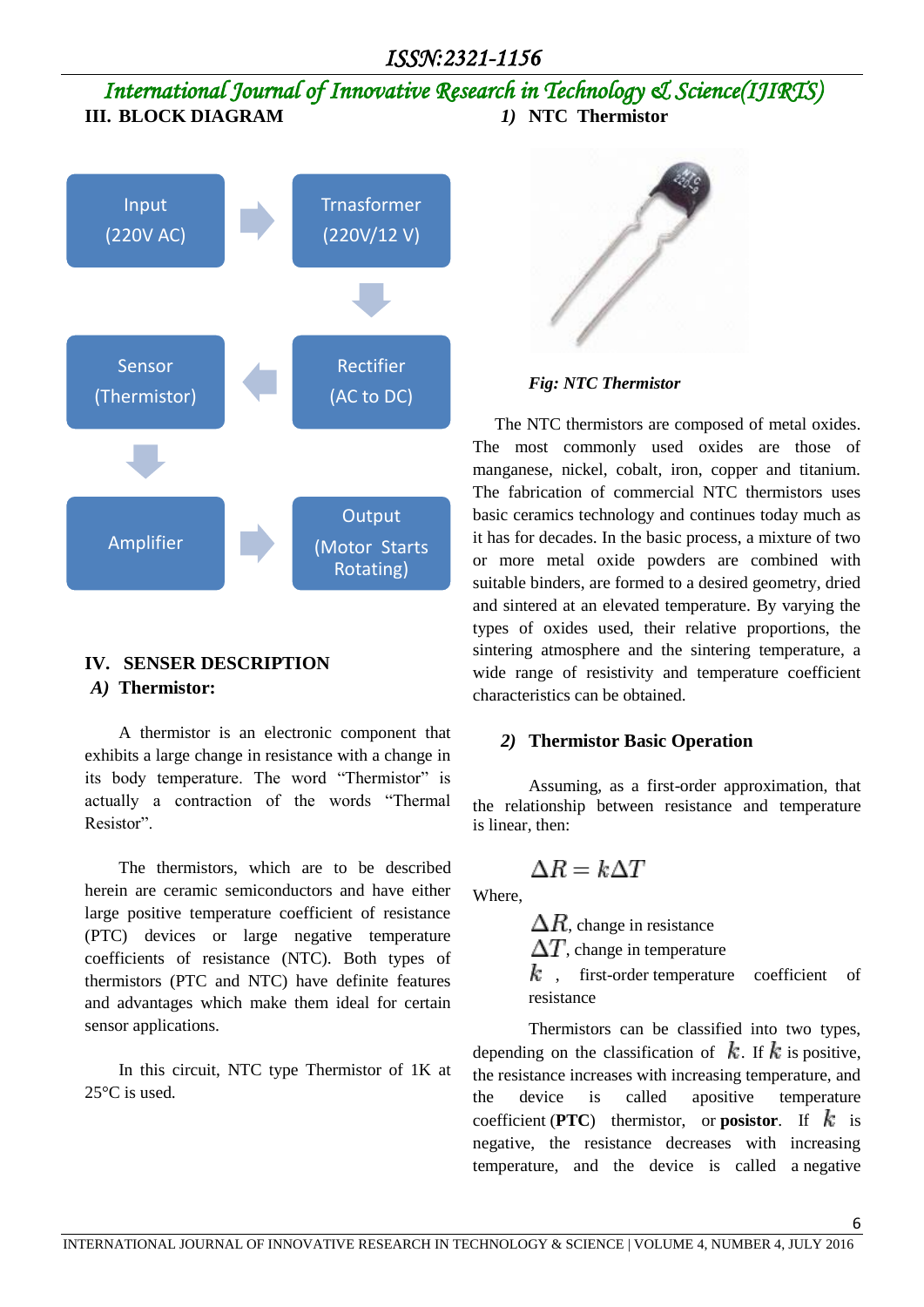## III. BLOCK DIAGRAM

Input (220V AC) → Trnasformer (220V/12 V) → Rectifier (AC to DC) → Sensor (Thermistor) → Amplifier → Output (Motor Starts Rotating)

## IV. SENSER DESCRIPTION

### A) Thermistor:

A thermistor is an electronic component that exhibits a large change in resistance with a change in its body temperature. The word “Thermistor” is actually a contraction of the words “Thermal Resistor”.

The thermistors, which are to be described herein are ceramic semiconductors and have either large positive temperature coefficient of resistance (PTC) devices or large negative temperature coefficients of resistance (NTC). Both types of thermistors (PTC and NTC) have definite features and advantages which make them ideal for certain sensor applications.

In this circuit, NTC type Thermistor of 1K at 25°C is used.

### 1) NTC Thermistor

*Fig: NTC Thermistor*

The NTC thermistors are composed of metal oxides. The most commonly used oxides are those of manganese, nickel, cobalt, iron, copper and titanium. The fabrication of commercial NTC thermistors uses basic ceramics technology and continues today much as it has for decades. In the basic process, a mixture of two or more metal oxide powders are combined with suitable binders, are formed to a desired geometry, dried and sintered at an elevated temperature. By varying the types of oxides used, their relative proportions, the sintering atmosphere and the sintering temperature, a wide range of resistivity and temperature coefficient characteristics can be obtained.

### 2) Thermistor Basic Operation

Assuming, as a first-order approximation, that the relationship between resistance and temperature is linear, then:

$$\Delta R = k\Delta T$$

Where,

$\Delta R$, change in resistance

$\Delta T$, change in temperature

$k$ , first-order temperature coefficient of resistance

Thermistors can be classified into two types, depending on the classification of $k$. If $k$ is positive, the resistance increases with increasing temperature, and the device is called apositive temperature coefficient (**PTC**) thermistor, or **posistor**. If $k$ is negative, the resistance decreases with increasing temperature, and the device is called a negative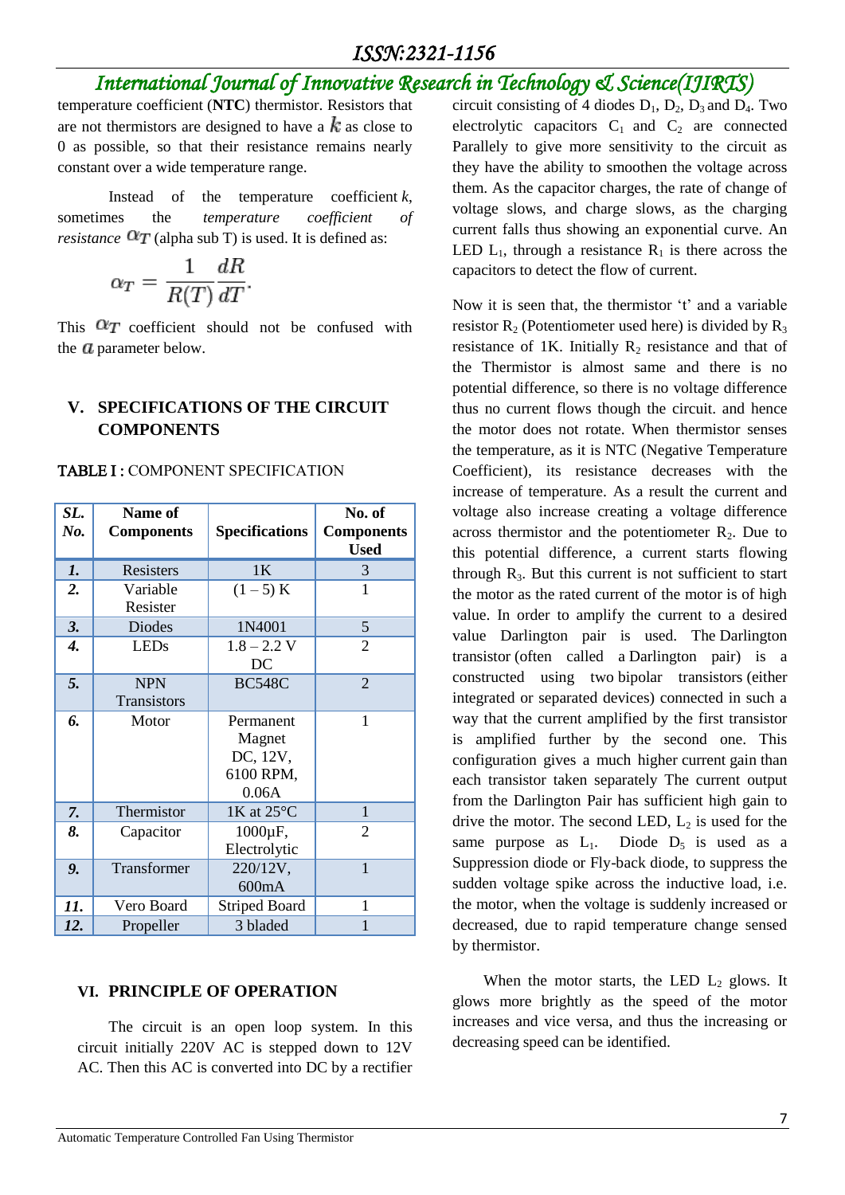temperature coefficient (**NTC**) thermistor. Resistors that are not thermistors are designed to have a $k$ as close to 0 as possible, so that their resistance remains nearly constant over a wide temperature range.

Instead of the temperature coefficient *k*, sometimes the *temperature coefficient of resistance* $\alpha_T$ (alpha sub T) is used. It is defined as:

$$\alpha_T = \frac{1}{R(T)}\frac{dR}{dT}.$$

This $\alpha_T$ coefficient should not be confused with the $a$ parameter below.

## V. SPECIFICATIONS OF THE CIRCUIT COMPONENTS

TABLE I : COMPONENT SPECIFICATION

| SL. No. | Name of Components | Specifications | No. of Components Used |
|---|---|---|---|
| 1. | Resisters | 1K | 3 |
| 2. | Variable Resister | (1 – 5) K | 1 |
| 3. | Diodes | 1N4001 | 5 |
| 4. | LEDs | 1.8 – 2.2 V DC | 2 |
| 5. | NPN Transistors | BC548C | 2 |
| 6. | Motor | Permanent Magnet DC, 12V, 6100 RPM, 0.06A | 1 |
| 7. | Thermistor | 1K at 25°C | 1 |
| 8. | Capacitor | 1000µF, Electrolytic | 2 |
| 9. | Transformer | 220/12V, 600mA | 1 |
| 11. | Vero Board | Striped Board | 1 |
| 12. | Propeller | 3 bladed | 1 |

## VI. PRINCIPLE OF OPERATION

The circuit is an open loop system. In this circuit initially 220V AC is stepped down to 12V AC. Then this AC is converted into DC by a rectifier circuit consisting of 4 diodes $D_1$, $D_2$, $D_3$ and $D_4$. Two electrolytic capacitors $C_1$ and $C_2$ are connected Parallely to give more sensitivity to the circuit as they have the ability to smoothen the voltage across them. As the capacitor charges, the rate of change of voltage slows, and charge slows, as the charging current falls thus showing an exponential curve. An LED $L_1$, through a resistance $R_1$ is there across the capacitors to detect the flow of current.

Now it is seen that, the thermistor 't' and a variable resistor $R_2$ (Potentiometer used here) is divided by $R_3$ resistance of 1K. Initially $R_2$ resistance and that of the Thermistor is almost same and there is no potential difference, so there is no voltage difference thus no current flows though the circuit. and hence the motor does not rotate. When thermistor senses the temperature, as it is NTC (Negative Temperature Coefficient), its resistance decreases with the increase of temperature. As a result the current and voltage also increase creating a voltage difference across thermistor and the potentiometer $R_2$. Due to this potential difference, a current starts flowing through $R_3$. But this current is not sufficient to start the motor as the rated current of the motor is of high value. In order to amplify the current to a desired value Darlington pair is used. The Darlington transistor (often called a Darlington pair) is a constructed using two bipolar transistors (either integrated or separated devices) connected in such a way that the current amplified by the first transistor is amplified further by the second one. This configuration gives a much higher current gain than each transistor taken separately The current output from the Darlington Pair has sufficient high gain to drive the motor. The second LED, $L_2$ is used for the same purpose as $L_1$. Diode $D_5$ is used as a Suppression diode or Fly-back diode, to suppress the sudden voltage spike across the inductive load, i.e. the motor, when the voltage is suddenly increased or decreased, due to rapid temperature change sensed by thermistor.

When the motor starts, the LED $L_2$ glows. It glows more brightly as the speed of the motor increases and vice versa, and thus the increasing or decreasing speed can be identified.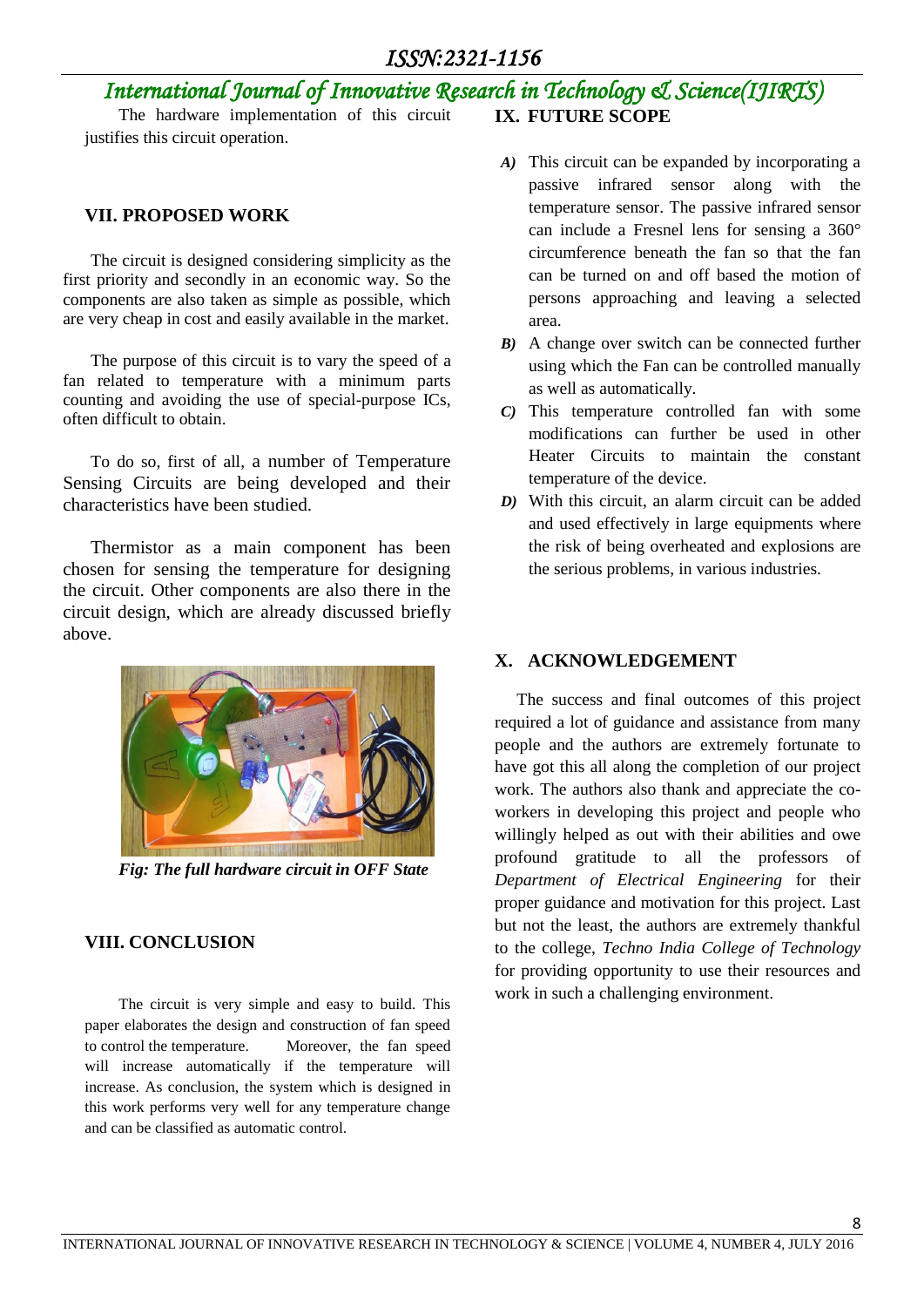The hardware implementation of this circuit justifies this circuit operation.

## VII. PROPOSED WORK

The circuit is designed considering simplicity as the first priority and secondly in an economic way. So the components are also taken as simple as possible, which are very cheap in cost and easily available in the market.

The purpose of this circuit is to vary the speed of a fan related to temperature with a minimum parts counting and avoiding the use of special-purpose ICs, often difficult to obtain.

To do so, first of all, a number of Temperature Sensing Circuits are being developed and their characteristics have been studied.

Thermistor as a main component has been chosen for sensing the temperature for designing the circuit. Other components are also there in the circuit design, which are already discussed briefly above.

*Fig: The full hardware circuit in OFF State*

## VIII. CONCLUSION

The circuit is very simple and easy to build. This paper elaborates the design and construction of fan speed to control the temperature. Moreover, the fan speed will increase automatically if the temperature will increase. As conclusion, the system which is designed in this work performs very well for any temperature change and can be classified as automatic control.

## IX. FUTURE SCOPE

***A)*** This circuit can be expanded by incorporating a passive infrared sensor along with the temperature sensor. The passive infrared sensor can include a Fresnel lens for sensing a 360° circumference beneath the fan so that the fan can be turned on and off based the motion of persons approaching and leaving a selected area.

***B)*** A change over switch can be connected further using which the Fan can be controlled manually as well as automatically.

***C)*** This temperature controlled fan with some modifications can further be used in other Heater Circuits to maintain the constant temperature of the device.

***D)*** With this circuit, an alarm circuit can be added and used effectively in large equipments where the risk of being overheated and explosions are the serious problems, in various industries.

## X. ACKNOWLEDGEMENT

The success and final outcomes of this project required a lot of guidance and assistance from many people and the authors are extremely fortunate to have got this all along the completion of our project work. The authors also thank and appreciate the co-workers in developing this project and people who willingly helped as out with their abilities and owe profound gratitude to all the professors of *Department of Electrical Engineering* for their proper guidance and motivation for this project. Last but not the least, the authors are extremely thankful to the college, *Techno India College of Technology* for providing opportunity to use their resources and work in such a challenging environment.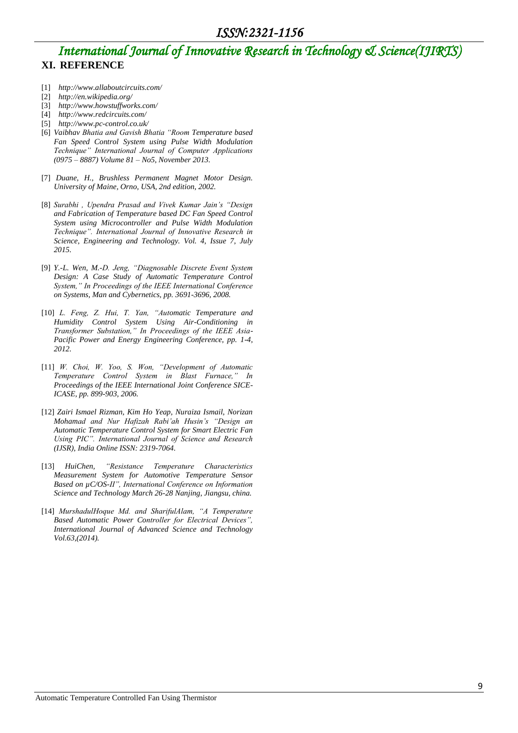## XI. REFERENCE

[1] *http://www.allaboutcircuits.com/*

[2] *http://en.wikipedia.org/*

[3] *http://www.howstuffworks.com/*

[4] *http://www.redcircuits.com/*

[5] *http://www.pc-control.co.uk/*

[6] *Vaibhav Bhatia and Gavish Bhatia "Room Temperature based Fan Speed Control System using Pulse Width Modulation Technique" International Journal of Computer Applications (0975 – 8887) Volume 81 – No5, November 2013.*

[7] *Duane, H., Brushless Permanent Magnet Motor Design. University of Maine, Orno, USA, 2nd edition, 2002.*

[8] *Surabhi , Upendra Prasad and Vivek Kumar Jain's "Design and Fabrication of Temperature based DC Fan Speed Control System using Microcontroller and Pulse Width Modulation Technique". International Journal of Innovative Research in Science, Engineering and Technology. Vol. 4, Issue 7, July 2015.*

[9] *Y.-L. Wen, M.-D. Jeng, "Diagnosable Discrete Event System Design: A Case Study of Automatic Temperature Control System," In Proceedings of the IEEE International Conference on Systems, Man and Cybernetics, pp. 3691-3696, 2008.*

[10] *L. Feng, Z. Hui, T. Yan, "Automatic Temperature and Humidity Control System Using Air-Conditioning in Transformer Substation," In Proceedings of the IEEE Asia-Pacific Power and Energy Engineering Conference, pp. 1-4, 2012.*

[11] *W. Choi, W. Yoo, S. Won, "Development of Automatic Temperature Control System in Blast Furnace," In Proceedings of the IEEE International Joint Conference SICE-ICASE, pp. 899-903, 2006.*

[12] *Zairi Ismael Rizman, Kim Ho Yeap, Nuraiza Ismail, Norizan Mohamad and Nur Hafizah Rabi'ah Husin's "Design an Automatic Temperature Control System for Smart Electric Fan Using PIC". International Journal of Science and Research (IJSR), India Online ISSN: 2319-7064.*

[13] *HuiChen, "Resistance Temperature Characteristics Measurement System for Automotive Temperature Sensor Based on μC/OS-II", International Conference on Information Science and Technology March 26-28 Nanjing, Jiangsu, china.*

[14] *MurshadulHoque Md. and SharifulAlam, "A Temperature Based Automatic Power Controller for Electrical Devices", International Journal of Advanced Science and Technology Vol.63,(2014).*